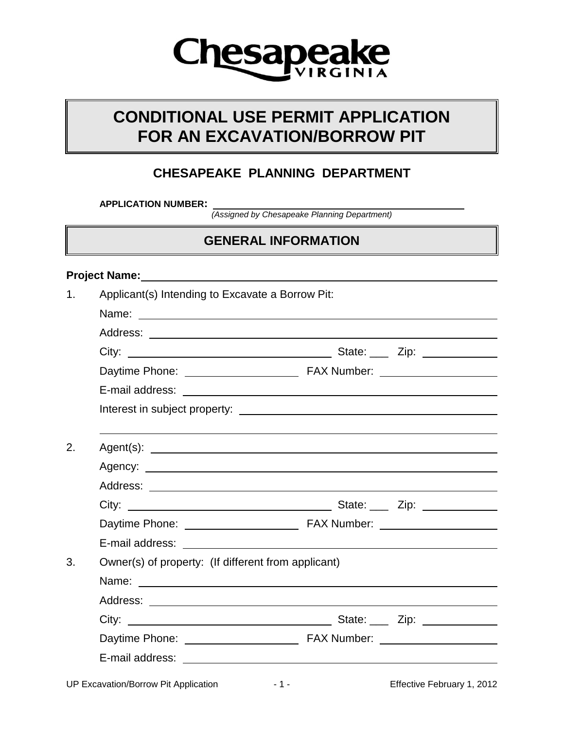Chesapeake
VIRGINIA

# CONDITIONAL USE PERMIT APPLICATION FOR AN EXCAVATION/BORROW PIT

## CHESAPEAKE PLANNING DEPARTMENT

**APPLICATION NUMBER:** ______________________________
*(Assigned by Chesapeake Planning Department)*

## GENERAL INFORMATION

**Project Name:** ______________________________

1. Applicant(s) Intending to Excavate a Borrow Pit:

   Name: ______________________________

   Address: ______________________________

   City: ______________________ State: ___ Zip: __________

   Daytime Phone: ______________ FAX Number: ______________

   E-mail address: ______________________________

   Interest in subject property: ______________________________

   ______________________________

2. Agent(s): ______________________________

   Agency: ______________________________

   Address: ______________________________

   City: ______________________ State: ___ Zip: __________

   Daytime Phone: ______________ FAX Number: ______________

   E-mail address: ______________________________

3. Owner(s) of property: (If different from applicant)

   Name: ______________________________

   Address: ______________________________

   City: ______________________ State: ___ Zip: __________

   Daytime Phone: ______________ FAX Number: ______________

   E-mail address: ______________________________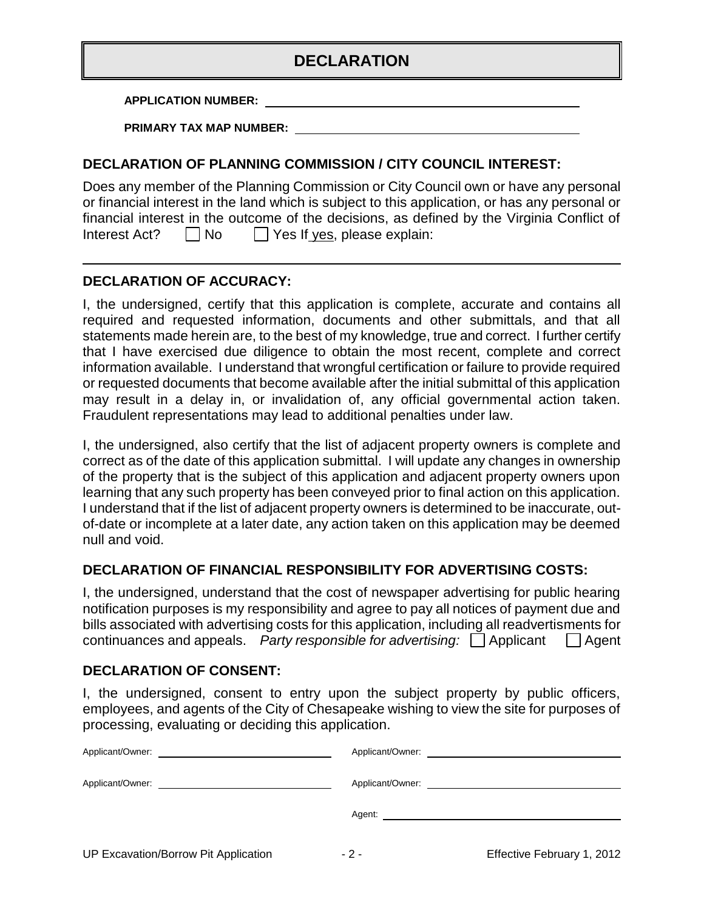# DECLARATION

**APPLICATION NUMBER:** ____________________________________________

**PRIMARY TAX MAP NUMBER:** ________________________________________

## DECLARATION OF PLANNING COMMISSION / CITY COUNCIL INTEREST:

Does any member of the Planning Commission or City Council own or have any personal or financial interest in the land which is subject to this application, or has any personal or financial interest in the outcome of the decisions, as defined by the Virginia Conflict of Interest Act? ☐ No ☐ Yes If yes, please explain:

______________________________________________________________________

## DECLARATION OF ACCURACY:

I, the undersigned, certify that this application is complete, accurate and contains all required and requested information, documents and other submittals, and that all statements made herein are, to the best of my knowledge, true and correct. I further certify that I have exercised due diligence to obtain the most recent, complete and correct information available. I understand that wrongful certification or failure to provide required or requested documents that become available after the initial submittal of this application may result in a delay in, or invalidation of, any official governmental action taken. Fraudulent representations may lead to additional penalties under law.

I, the undersigned, also certify that the list of adjacent property owners is complete and correct as of the date of this application submittal. I will update any changes in ownership of the property that is the subject of this application and adjacent property owners upon learning that any such property has been conveyed prior to final action on this application. I understand that if the list of adjacent property owners is determined to be inaccurate, out-of-date or incomplete at a later date, any action taken on this application may be deemed null and void.

## DECLARATION OF FINANCIAL RESPONSIBILITY FOR ADVERTISING COSTS:

I, the undersigned, understand that the cost of newspaper advertising for public hearing notification purposes is my responsibility and agree to pay all notices of payment due and bills associated with advertising costs for this application, including all readvertisments for continuances and appeals. *Party responsible for advertising:* ☐ Applicant ☐ Agent

## DECLARATION OF CONSENT:

I, the undersigned, consent to entry upon the subject property by public officers, employees, and agents of the City of Chesapeake wishing to view the site for purposes of processing, evaluating or deciding this application.

Applicant/Owner: ______________________ Applicant/Owner: ______________________

Applicant/Owner: ______________________ Applicant/Owner: ______________________

Agent: ______________________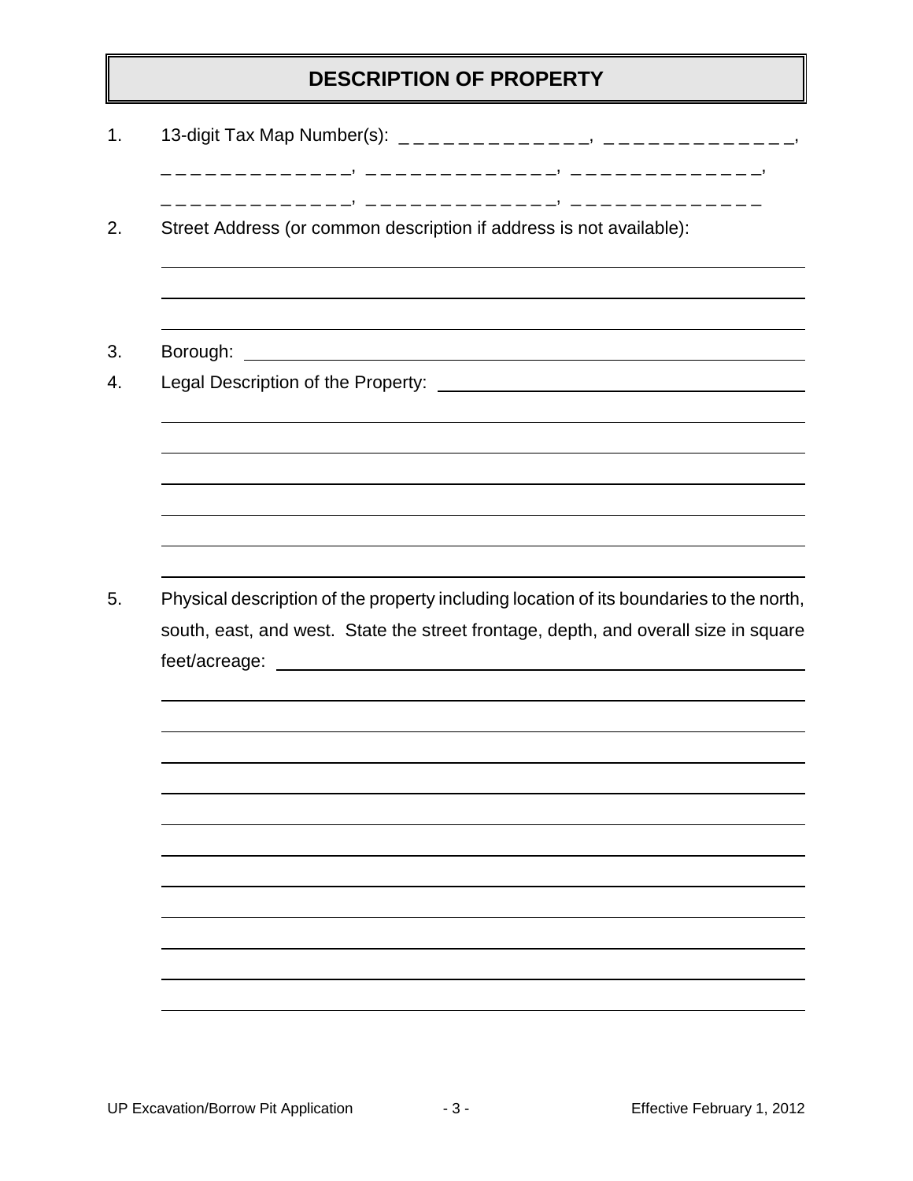# DESCRIPTION OF PROPERTY

1. 13-digit Tax Map Number(s): _ _ _ _ _ _ _ _ _ _ _ _ _ _, _ _ _ _ _ _ _ _ _ _ _ _ _ _, _ _ _ _ _ _ _ _ _ _ _ _ _ _, _ _ _ _ _ _ _ _ _ _ _ _ _ _, _ _ _ _ _ _ _ _ _ _ _ _ _ _, _ _ _ _ _ _ _ _ _ _ _ _ _ _, _ _ _ _ _ _ _ _ _ _ _ _ _ _, _ _ _ _ _ _ _ _ _ _ _ _ _ _

2. Street Address (or common description if address is not available):

3. Borough:

4. Legal Description of the Property:

5. Physical description of the property including location of its boundaries to the north, south, east, and west. State the street frontage, depth, and overall size in square feet/acreage: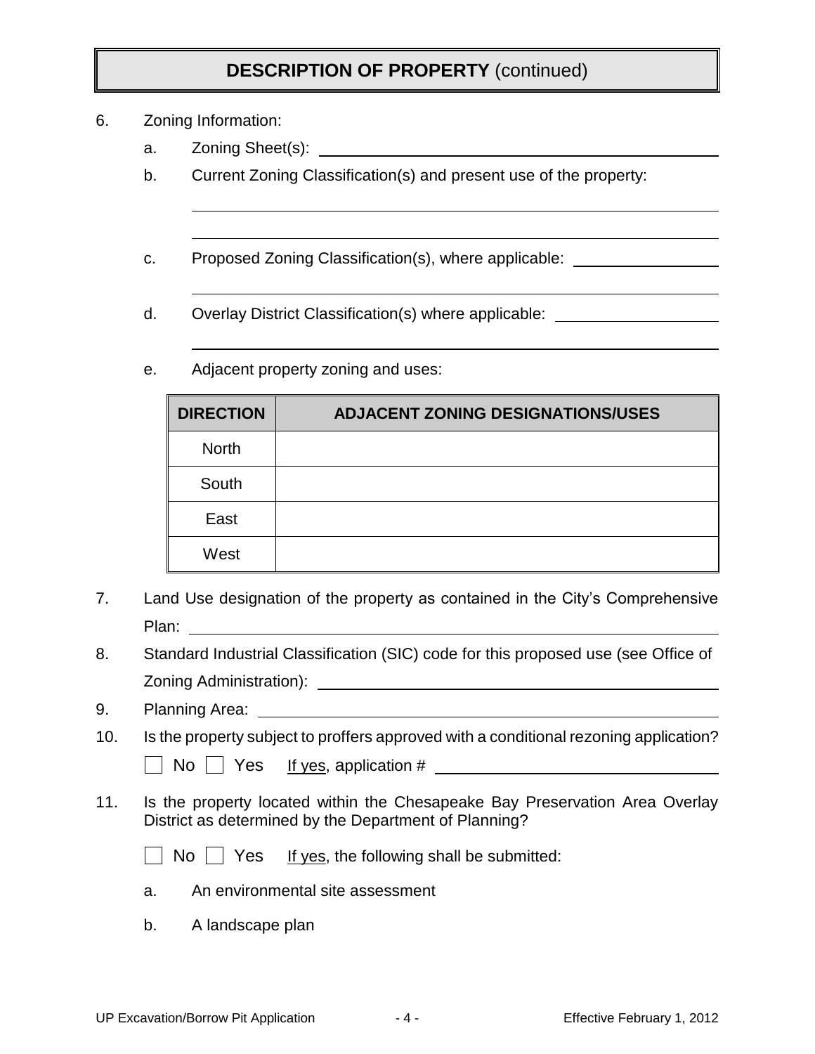## DESCRIPTION OF PROPERTY (continued)

6. Zoning Information:

   a. Zoning Sheet(s): ______________________________

   b. Current Zoning Classification(s) and present use of the property:

   ______________________________

   ______________________________

   c. Proposed Zoning Classification(s), where applicable: ______________

   ______________________________

   d. Overlay District Classification(s) where applicable: ______________

   ______________________________

   e. Adjacent property zoning and uses:

| DIRECTION | ADJACENT ZONING DESIGNATIONS/USES |
|---|---|
| North | |
| South | |
| East | |
| West | |

7. Land Use designation of the property as contained in the City's Comprehensive Plan: ______________________________

8. Standard Industrial Classification (SIC) code for this proposed use (see Office of Zoning Administration): ______________________________

9. Planning Area: ______________________________

10. Is the property subject to proffers approved with a conditional rezoning application?

    ☐ No ☐ Yes  If yes, application # ______________________________

11. Is the property located within the Chesapeake Bay Preservation Area Overlay District as determined by the Department of Planning?

    ☐ No ☐ Yes  If yes, the following shall be submitted:

    a. An environmental site assessment

    b. A landscape plan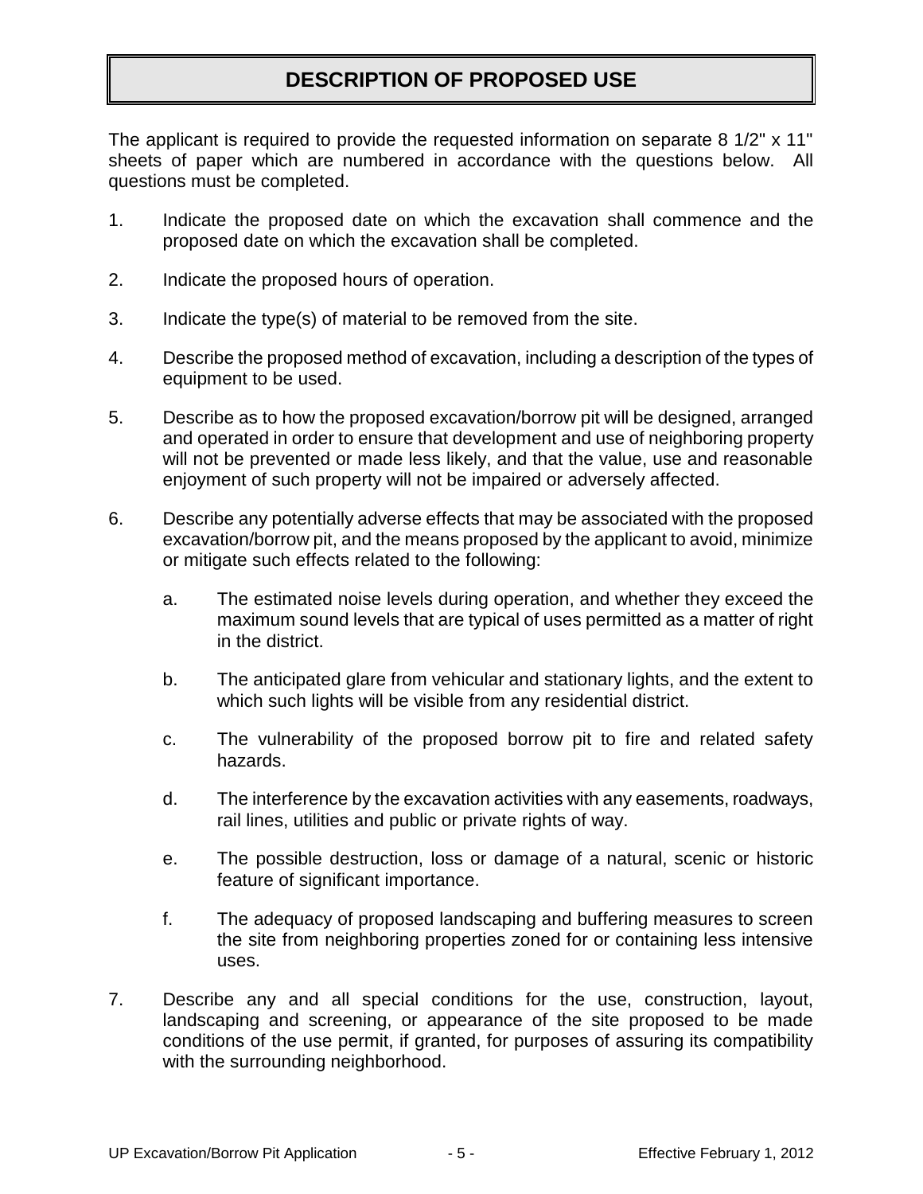# DESCRIPTION OF PROPOSED USE

The applicant is required to provide the requested information on separate 8 1/2" x 11" sheets of paper which are numbered in accordance with the questions below. All questions must be completed.

1. Indicate the proposed date on which the excavation shall commence and the proposed date on which the excavation shall be completed.

2. Indicate the proposed hours of operation.

3. Indicate the type(s) of material to be removed from the site.

4. Describe the proposed method of excavation, including a description of the types of equipment to be used.

5. Describe as to how the proposed excavation/borrow pit will be designed, arranged and operated in order to ensure that development and use of neighboring property will not be prevented or made less likely, and that the value, use and reasonable enjoyment of such property will not be impaired or adversely affected.

6. Describe any potentially adverse effects that may be associated with the proposed excavation/borrow pit, and the means proposed by the applicant to avoid, minimize or mitigate such effects related to the following:

   a. The estimated noise levels during operation, and whether they exceed the maximum sound levels that are typical of uses permitted as a matter of right in the district.

   b. The anticipated glare from vehicular and stationary lights, and the extent to which such lights will be visible from any residential district.

   c. The vulnerability of the proposed borrow pit to fire and related safety hazards.

   d. The interference by the excavation activities with any easements, roadways, rail lines, utilities and public or private rights of way.

   e. The possible destruction, loss or damage of a natural, scenic or historic feature of significant importance.

   f. The adequacy of proposed landscaping and buffering measures to screen the site from neighboring properties zoned for or containing less intensive uses.

7. Describe any and all special conditions for the use, construction, layout, landscaping and screening, or appearance of the site proposed to be made conditions of the use permit, if granted, for purposes of assuring its compatibility with the surrounding neighborhood.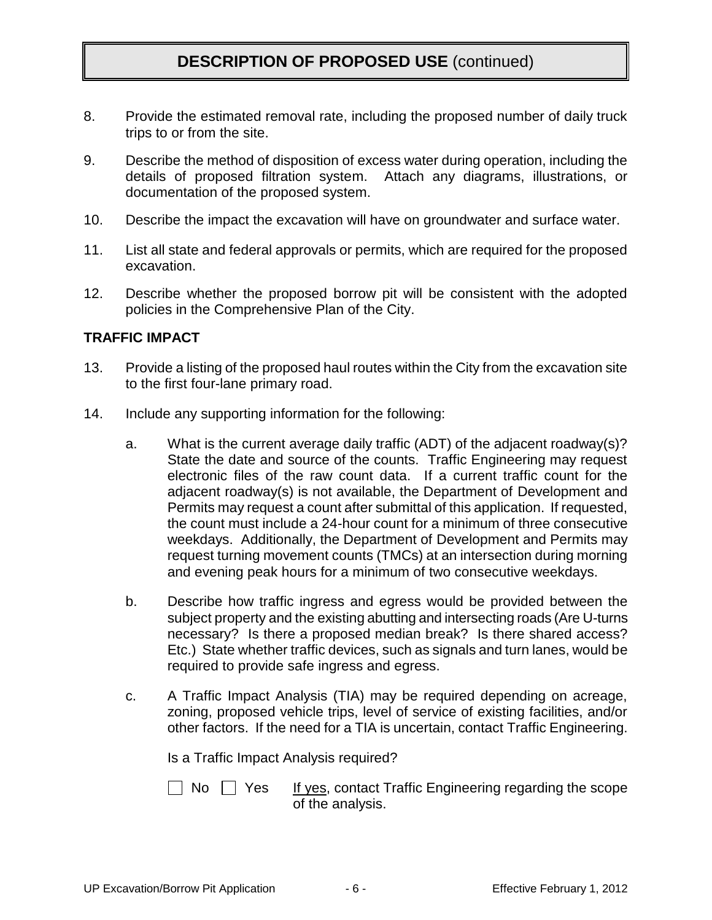## **DESCRIPTION OF PROPOSED USE** (continued)

8. Provide the estimated removal rate, including the proposed number of daily truck trips to or from the site.

9. Describe the method of disposition of excess water during operation, including the details of proposed filtration system. Attach any diagrams, illustrations, or documentation of the proposed system.

10. Describe the impact the excavation will have on groundwater and surface water.

11. List all state and federal approvals or permits, which are required for the proposed excavation.

12. Describe whether the proposed borrow pit will be consistent with the adopted policies in the Comprehensive Plan of the City.

### **TRAFFIC IMPACT**

13. Provide a listing of the proposed haul routes within the City from the excavation site to the first four-lane primary road.

14. Include any supporting information for the following:

    a. What is the current average daily traffic (ADT) of the adjacent roadway(s)? State the date and source of the counts. Traffic Engineering may request electronic files of the raw count data. If a current traffic count for the adjacent roadway(s) is not available, the Department of Development and Permits may request a count after submittal of this application. If requested, the count must include a 24-hour count for a minimum of three consecutive weekdays. Additionally, the Department of Development and Permits may request turning movement counts (TMCs) at an intersection during morning and evening peak hours for a minimum of two consecutive weekdays.

    b. Describe how traffic ingress and egress would be provided between the subject property and the existing abutting and intersecting roads (Are U-turns necessary? Is there a proposed median break? Is there shared access? Etc.) State whether traffic devices, such as signals and turn lanes, would be required to provide safe ingress and egress.

    c. A Traffic Impact Analysis (TIA) may be required depending on acreage, zoning, proposed vehicle trips, level of service of existing facilities, and/or other factors. If the need for a TIA is uncertain, contact Traffic Engineering.

       Is a Traffic Impact Analysis required?

       ☐ No ☐ Yes  If yes, contact Traffic Engineering regarding the scope of the analysis.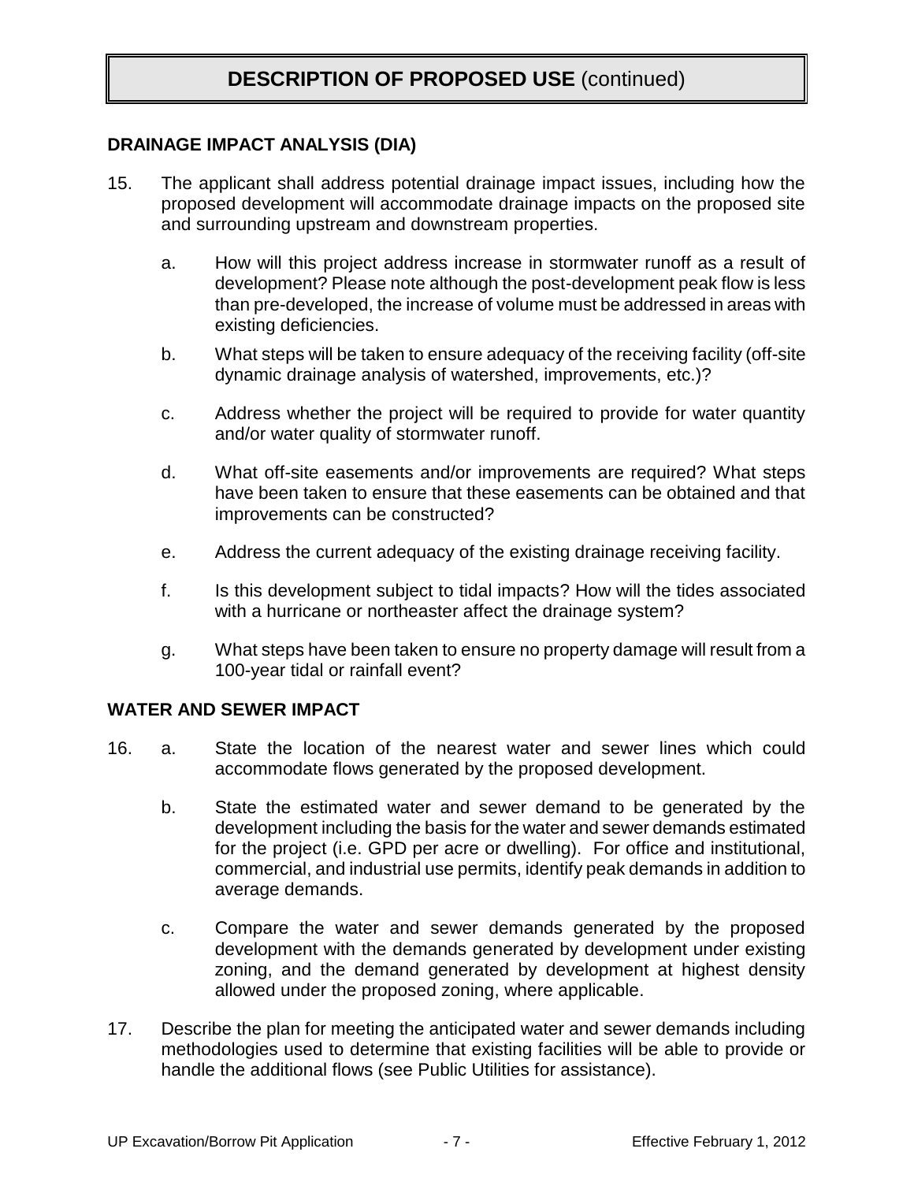# DESCRIPTION OF PROPOSED USE (continued)

### DRAINAGE IMPACT ANALYSIS (DIA)

15. The applicant shall address potential drainage impact issues, including how the proposed development will accommodate drainage impacts on the proposed site and surrounding upstream and downstream properties.

    a. How will this project address increase in stormwater runoff as a result of development? Please note although the post-development peak flow is less than pre-developed, the increase of volume must be addressed in areas with existing deficiencies.

    b. What steps will be taken to ensure adequacy of the receiving facility (off-site dynamic drainage analysis of watershed, improvements, etc.)?

    c. Address whether the project will be required to provide for water quantity and/or water quality of stormwater runoff.

    d. What off-site easements and/or improvements are required? What steps have been taken to ensure that these easements can be obtained and that improvements can be constructed?

    e. Address the current adequacy of the existing drainage receiving facility.

    f. Is this development subject to tidal impacts? How will the tides associated with a hurricane or northeaster affect the drainage system?

    g. What steps have been taken to ensure no property damage will result from a 100-year tidal or rainfall event?

### WATER AND SEWER IMPACT

16. a. State the location of the nearest water and sewer lines which could accommodate flows generated by the proposed development.

    b. State the estimated water and sewer demand to be generated by the development including the basis for the water and sewer demands estimated for the project (i.e. GPD per acre or dwelling). For office and institutional, commercial, and industrial use permits, identify peak demands in addition to average demands.

    c. Compare the water and sewer demands generated by the proposed development with the demands generated by development under existing zoning, and the demand generated by development at highest density allowed under the proposed zoning, where applicable.

17. Describe the plan for meeting the anticipated water and sewer demands including methodologies used to determine that existing facilities will be able to provide or handle the additional flows (see Public Utilities for assistance).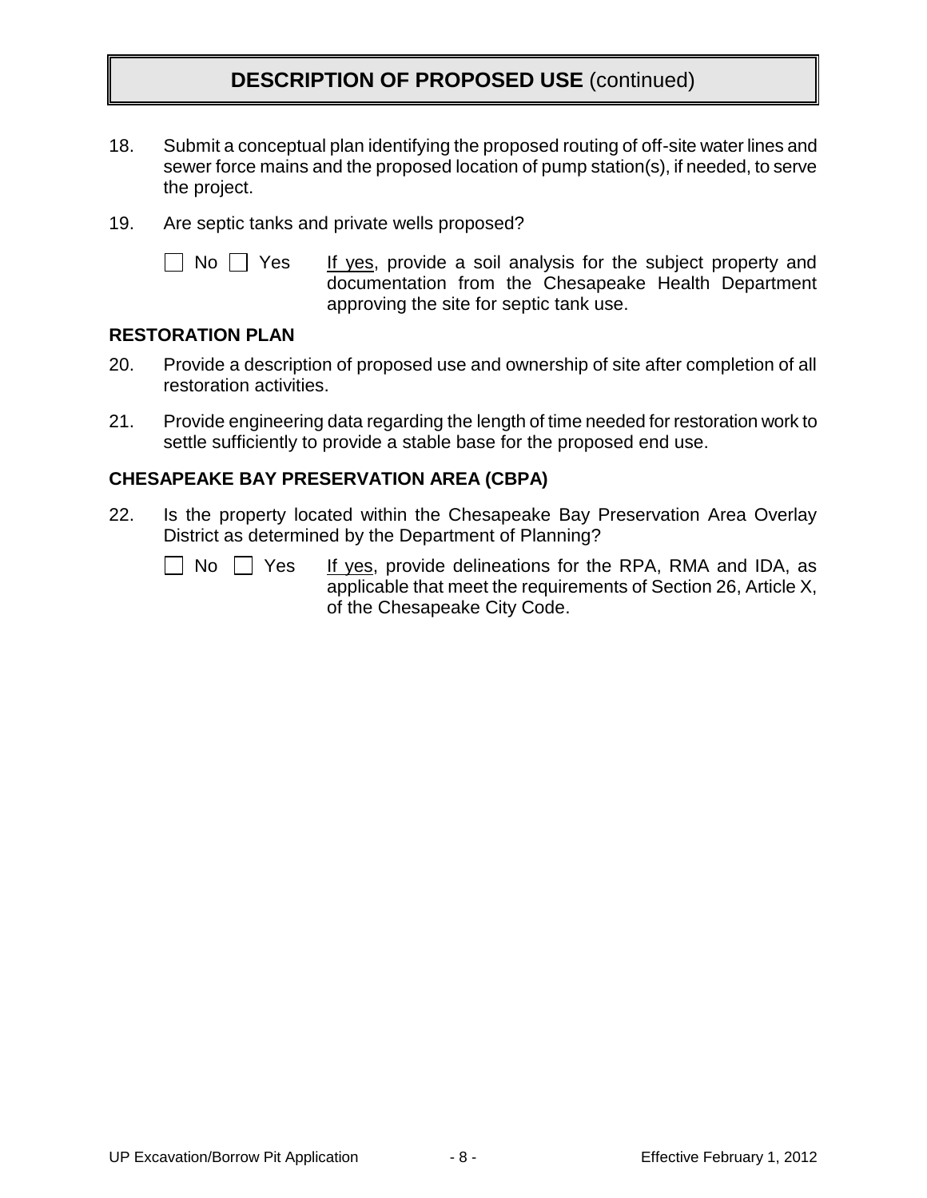## **DESCRIPTION OF PROPOSED USE** (continued)

18. Submit a conceptual plan identifying the proposed routing of off-site water lines and sewer force mains and the proposed location of pump station(s), if needed, to serve the project.

19. Are septic tanks and private wells proposed?

    ☐ No ☐ Yes   If yes, provide a soil analysis for the subject property and documentation from the Chesapeake Health Department approving the site for septic tank use.

### **RESTORATION PLAN**

20. Provide a description of proposed use and ownership of site after completion of all restoration activities.

21. Provide engineering data regarding the length of time needed for restoration work to settle sufficiently to provide a stable base for the proposed end use.

### **CHESAPEAKE BAY PRESERVATION AREA (CBPA)**

22. Is the property located within the Chesapeake Bay Preservation Area Overlay District as determined by the Department of Planning?

    ☐ No ☐ Yes   If yes, provide delineations for the RPA, RMA and IDA, as applicable that meet the requirements of Section 26, Article X, of the Chesapeake City Code.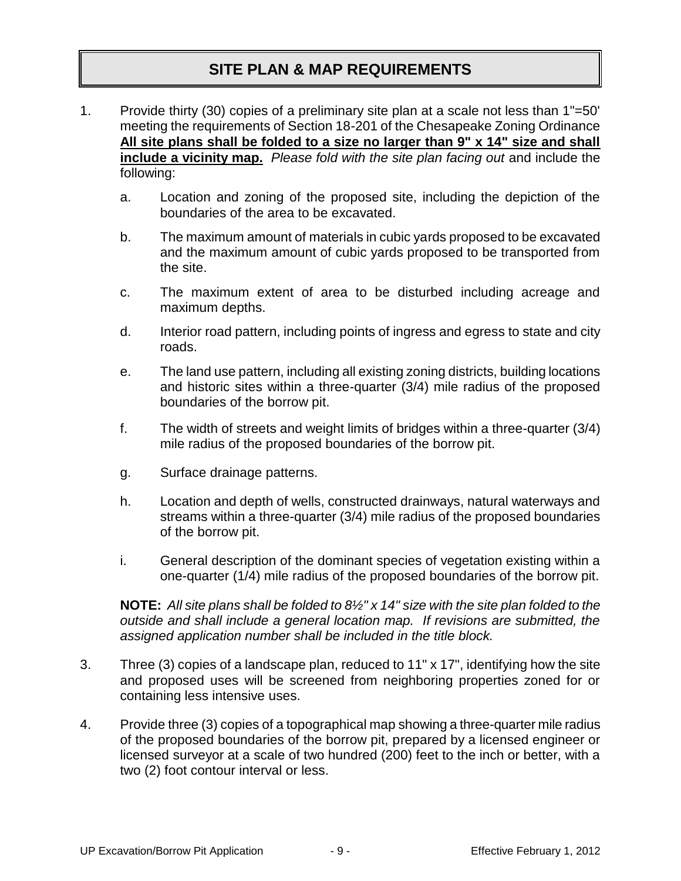# SITE PLAN & MAP REQUIREMENTS

1. Provide thirty (30) copies of a preliminary site plan at a scale not less than 1"=50' meeting the requirements of Section 18-201 of the Chesapeake Zoning Ordinance **All site plans shall be folded to a size no larger than 9" x 14" size and shall include a vicinity map.** *Please fold with the site plan facing out* and include the following:

   a. Location and zoning of the proposed site, including the depiction of the boundaries of the area to be excavated.

   b. The maximum amount of materials in cubic yards proposed to be excavated and the maximum amount of cubic yards proposed to be transported from the site.

   c. The maximum extent of area to be disturbed including acreage and maximum depths.

   d. Interior road pattern, including points of ingress and egress to state and city roads.

   e. The land use pattern, including all existing zoning districts, building locations and historic sites within a three-quarter (3/4) mile radius of the proposed boundaries of the borrow pit.

   f. The width of streets and weight limits of bridges within a three-quarter (3/4) mile radius of the proposed boundaries of the borrow pit.

   g. Surface drainage patterns.

   h. Location and depth of wells, constructed drainways, natural waterways and streams within a three-quarter (3/4) mile radius of the proposed boundaries of the borrow pit.

   i. General description of the dominant species of vegetation existing within a one-quarter (1/4) mile radius of the proposed boundaries of the borrow pit.

   **NOTE:** *All site plans shall be folded to 8½" x 14" size with the site plan folded to the outside and shall include a general location map. If revisions are submitted, the assigned application number shall be included in the title block.*

3. Three (3) copies of a landscape plan, reduced to 11" x 17", identifying how the site and proposed uses will be screened from neighboring properties zoned for or containing less intensive uses.

4. Provide three (3) copies of a topographical map showing a three-quarter mile radius of the proposed boundaries of the borrow pit, prepared by a licensed engineer or licensed surveyor at a scale of two hundred (200) feet to the inch or better, with a two (2) foot contour interval or less.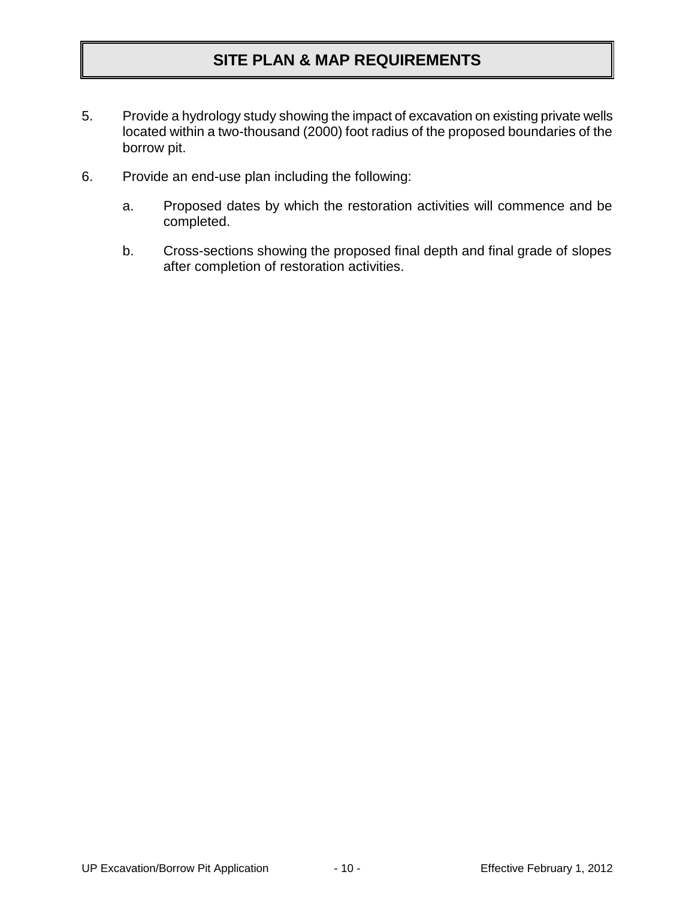## SITE PLAN & MAP REQUIREMENTS

5. Provide a hydrology study showing the impact of excavation on existing private wells located within a two-thousand (2000) foot radius of the proposed boundaries of the borrow pit.

6. Provide an end-use plan including the following:

   a. Proposed dates by which the restoration activities will commence and be completed.

   b. Cross-sections showing the proposed final depth and final grade of slopes after completion of restoration activities.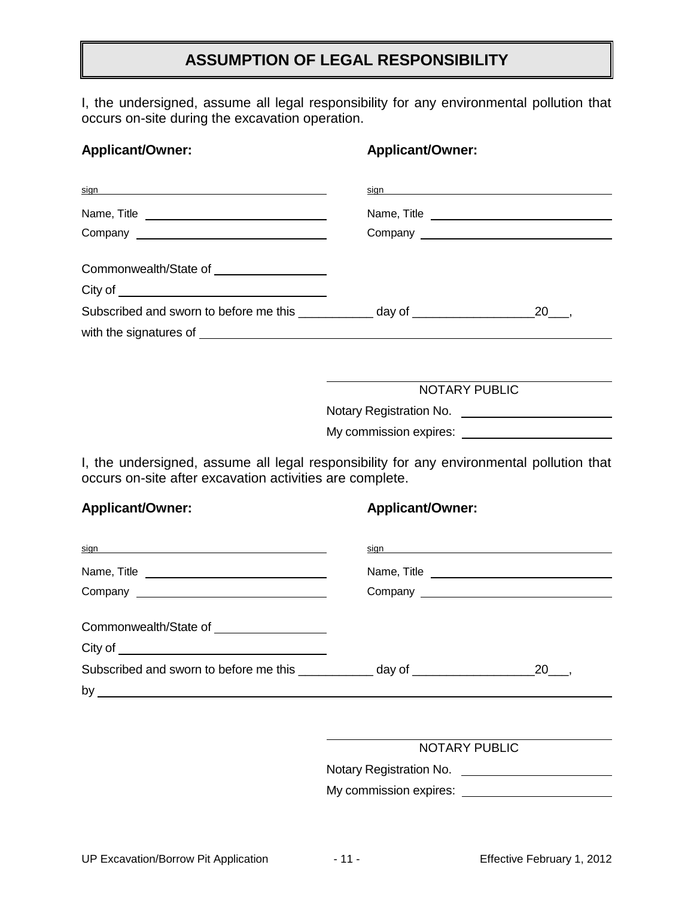# ASSUMPTION OF LEGAL RESPONSIBILITY

I, the undersigned, assume all legal responsibility for any environmental pollution that occurs on-site during the excavation operation.

**Applicant/Owner:**

sign ________________________________________

Name, Title ______________________________

Company ________________________________

**Applicant/Owner:**

sign ________________________________________

Name, Title ______________________________

Company ________________________________

Commonwealth/State of ________________

City of ______________________________

Subscribed and sworn to before me this ___________ day of __________________20___,

with the signatures of ____________________________________________________________

________________________________________
NOTARY PUBLIC

Notary Registration No. ______________________

My commission expires: ______________________

I, the undersigned, assume all legal responsibility for any environmental pollution that occurs on-site after excavation activities are complete.

**Applicant/Owner:**

sign ________________________________________

Name, Title ______________________________

Company ________________________________

**Applicant/Owner:**

sign ________________________________________

Name, Title ______________________________

Company ________________________________

Commonwealth/State of ________________

City of ______________________________

Subscribed and sworn to before me this ___________ day of __________________20___,

by ______________________________________________________________________________

________________________________________
NOTARY PUBLIC

Notary Registration No. ______________________

My commission expires: ______________________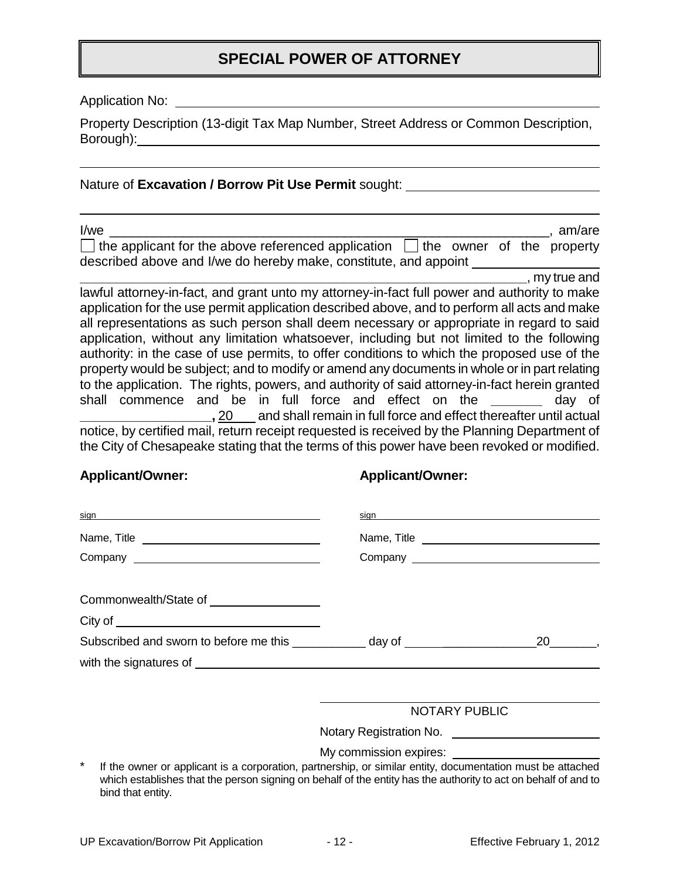# SPECIAL POWER OF ATTORNEY

Application No: ______________________________________________

Property Description (13-digit Tax Map Number, Street Address or Common Description, Borough): ______________________________________________

______________________________________________

Nature of **Excavation / Borrow Pit Use Permit** sought: ______________________________

______________________________________________

I/we ______________________________________________, am/are ☐ the applicant for the above referenced application ☐ the owner of the property described above and I/we do hereby make, constitute, and appoint ______________________________________________, my true and lawful attorney-in-fact, and grant unto my attorney-in-fact full power and authority to make application for the use permit application described above, and to perform all acts and make all representations as such person shall deem necessary or appropriate in regard to said application, without any limitation whatsoever, including but not limited to the following authority: in the case of use permits, to offer conditions to which the proposed use of the property would be subject; and to modify or amend any documents in whole or in part relating to the application. The rights, powers, and authority of said attorney-in-fact herein granted shall commence and be in full force and effect on the _______ day of __________________, 20___ and shall remain in full force and effect thereafter until actual notice, by certified mail, return receipt requested is received by the Planning Department of the City of Chesapeake stating that the terms of this power have been revoked or modified.

**Applicant/Owner:**

sign ______________________________

Name, Title ______________________________

Company ______________________________

**Applicant/Owner:**

sign ______________________________

Name, Title ______________________________

Company ______________________________

Commonwealth/State of ________________

City of ______________________________

Subscribed and sworn to before me this ___________ day of ____________________ 20_______,

with the signatures of ______________________________________________

______________________________

NOTARY PUBLIC

Notary Registration No. ______________________

My commission expires: ______________________

\* If the owner or applicant is a corporation, partnership, or similar entity, documentation must be attached which establishes that the person signing on behalf of the entity has the authority to act on behalf of and to bind that entity.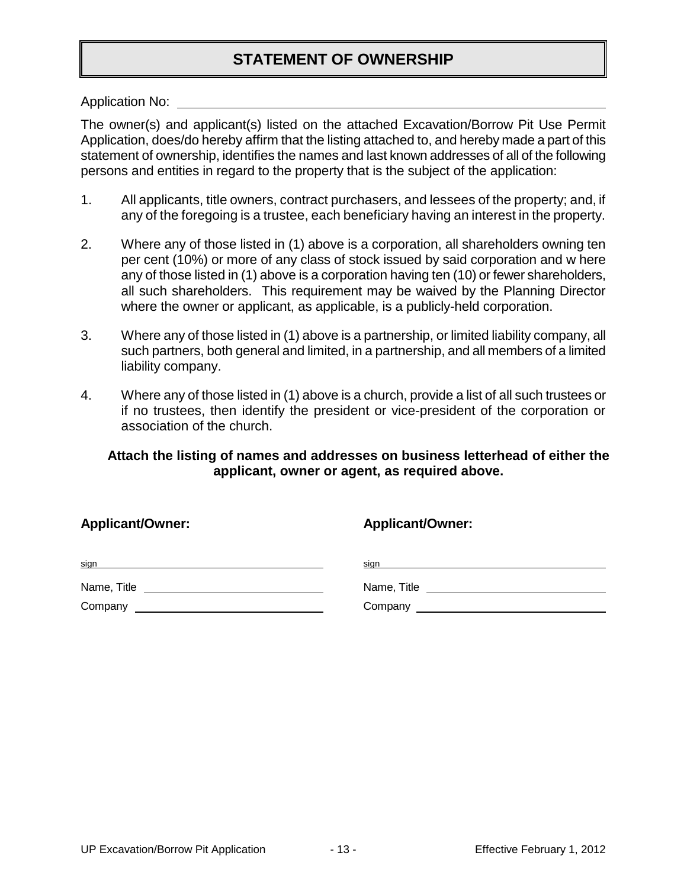# STATEMENT OF OWNERSHIP

Application No: ______________________________________________

The owner(s) and applicant(s) listed on the attached Excavation/Borrow Pit Use Permit Application, does/do hereby affirm that the listing attached to, and hereby made a part of this statement of ownership, identifies the names and last known addresses of all of the following persons and entities in regard to the property that is the subject of the application:

1. All applicants, title owners, contract purchasers, and lessees of the property; and, if any of the foregoing is a trustee, each beneficiary having an interest in the property.

2. Where any of those listed in (1) above is a corporation, all shareholders owning ten per cent (10%) or more of any class of stock issued by said corporation and w here any of those listed in (1) above is a corporation having ten (10) or fewer shareholders, all such shareholders. This requirement may be waived by the Planning Director where the owner or applicant, as applicable, is a publicly-held corporation.

3. Where any of those listed in (1) above is a partnership, or limited liability company, all such partners, both general and limited, in a partnership, and all members of a limited liability company.

4. Where any of those listed in (1) above is a church, provide a list of all such trustees or if no trustees, then identify the president or vice-president of the corporation or association of the church.

**Attach the listing of names and addresses on business letterhead of either the applicant, owner or agent, as required above.**

**Applicant/Owner:**

sign ______________________________

Name, Title ______________________________

Company ______________________________

**Applicant/Owner:**

sign ______________________________

Name, Title ______________________________

Company ______________________________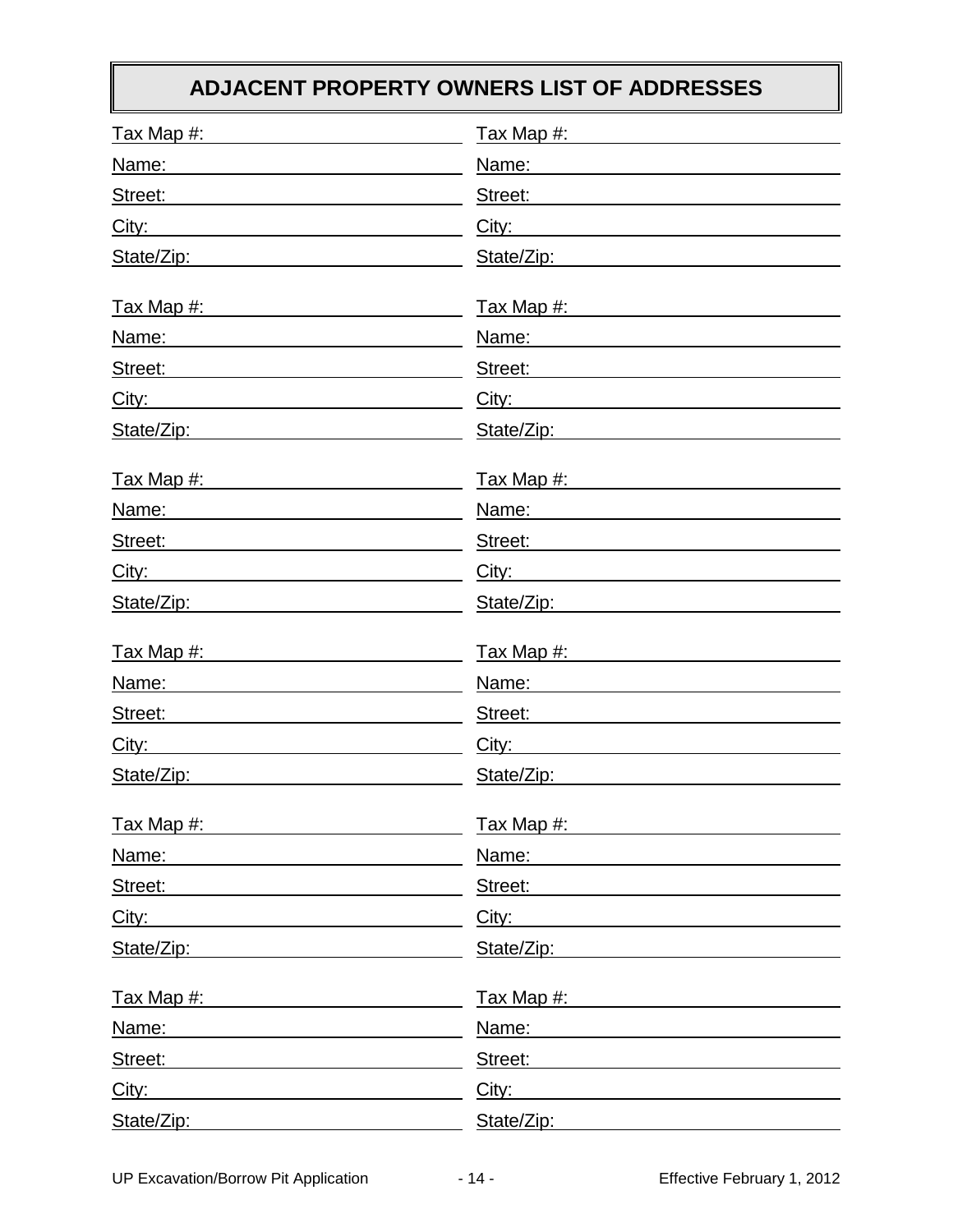## ADJACENT PROPERTY OWNERS LIST OF ADDRESSES

Tax Map #: \_\_\_\_\_\_\_\_\_\_\_\_\_\_\_\_\_\_\_\_
Name: \_\_\_\_\_\_\_\_\_\_\_\_\_\_\_\_\_\_\_\_
Street: \_\_\_\_\_\_\_\_\_\_\_\_\_\_\_\_\_\_\_\_
City: \_\_\_\_\_\_\_\_\_\_\_\_\_\_\_\_\_\_\_\_
State/Zip: \_\_\_\_\_\_\_\_\_\_\_\_\_\_\_\_\_\_\_\_

Tax Map #: \_\_\_\_\_\_\_\_\_\_\_\_\_\_\_\_\_\_\_\_
Name: \_\_\_\_\_\_\_\_\_\_\_\_\_\_\_\_\_\_\_\_
Street: \_\_\_\_\_\_\_\_\_\_\_\_\_\_\_\_\_\_\_\_
City: \_\_\_\_\_\_\_\_\_\_\_\_\_\_\_\_\_\_\_\_
State/Zip: \_\_\_\_\_\_\_\_\_\_\_\_\_\_\_\_\_\_\_\_

Tax Map #: \_\_\_\_\_\_\_\_\_\_\_\_\_\_\_\_\_\_\_\_
Name: \_\_\_\_\_\_\_\_\_\_\_\_\_\_\_\_\_\_\_\_
Street: \_\_\_\_\_\_\_\_\_\_\_\_\_\_\_\_\_\_\_\_
City: \_\_\_\_\_\_\_\_\_\_\_\_\_\_\_\_\_\_\_\_
State/Zip: \_\_\_\_\_\_\_\_\_\_\_\_\_\_\_\_\_\_\_\_

Tax Map #: \_\_\_\_\_\_\_\_\_\_\_\_\_\_\_\_\_\_\_\_
Name: \_\_\_\_\_\_\_\_\_\_\_\_\_\_\_\_\_\_\_\_
Street: \_\_\_\_\_\_\_\_\_\_\_\_\_\_\_\_\_\_\_\_
City: \_\_\_\_\_\_\_\_\_\_\_\_\_\_\_\_\_\_\_\_
State/Zip: \_\_\_\_\_\_\_\_\_\_\_\_\_\_\_\_\_\_\_\_

Tax Map #: \_\_\_\_\_\_\_\_\_\_\_\_\_\_\_\_\_\_\_\_
Name: \_\_\_\_\_\_\_\_\_\_\_\_\_\_\_\_\_\_\_\_
Street: \_\_\_\_\_\_\_\_\_\_\_\_\_\_\_\_\_\_\_\_
City: \_\_\_\_\_\_\_\_\_\_\_\_\_\_\_\_\_\_\_\_
State/Zip: \_\_\_\_\_\_\_\_\_\_\_\_\_\_\_\_\_\_\_\_

Tax Map #: \_\_\_\_\_\_\_\_\_\_\_\_\_\_\_\_\_\_\_\_
Name: \_\_\_\_\_\_\_\_\_\_\_\_\_\_\_\_\_\_\_\_
Street: \_\_\_\_\_\_\_\_\_\_\_\_\_\_\_\_\_\_\_\_
City: \_\_\_\_\_\_\_\_\_\_\_\_\_\_\_\_\_\_\_\_
State/Zip: \_\_\_\_\_\_\_\_\_\_\_\_\_\_\_\_\_\_\_\_

Tax Map #: \_\_\_\_\_\_\_\_\_\_\_\_\_\_\_\_\_\_\_\_
Name: \_\_\_\_\_\_\_\_\_\_\_\_\_\_\_\_\_\_\_\_
Street: \_\_\_\_\_\_\_\_\_\_\_\_\_\_\_\_\_\_\_\_
City: \_\_\_\_\_\_\_\_\_\_\_\_\_\_\_\_\_\_\_\_
State/Zip: \_\_\_\_\_\_\_\_\_\_\_\_\_\_\_\_\_\_\_\_

Tax Map #: \_\_\_\_\_\_\_\_\_\_\_\_\_\_\_\_\_\_\_\_
Name: \_\_\_\_\_\_\_\_\_\_\_\_\_\_\_\_\_\_\_\_
Street: \_\_\_\_\_\_\_\_\_\_\_\_\_\_\_\_\_\_\_\_
City: \_\_\_\_\_\_\_\_\_\_\_\_\_\_\_\_\_\_\_\_
State/Zip: \_\_\_\_\_\_\_\_\_\_\_\_\_\_\_\_\_\_\_\_

Tax Map #: \_\_\_\_\_\_\_\_\_\_\_\_\_\_\_\_\_\_\_\_
Name: \_\_\_\_\_\_\_\_\_\_\_\_\_\_\_\_\_\_\_\_
Street: \_\_\_\_\_\_\_\_\_\_\_\_\_\_\_\_\_\_\_\_
City: \_\_\_\_\_\_\_\_\_\_\_\_\_\_\_\_\_\_\_\_
State/Zip: \_\_\_\_\_\_\_\_\_\_\_\_\_\_\_\_\_\_\_\_

Tax Map #: \_\_\_\_\_\_\_\_\_\_\_\_\_\_\_\_\_\_\_\_
Name: \_\_\_\_\_\_\_\_\_\_\_\_\_\_\_\_\_\_\_\_
Street: \_\_\_\_\_\_\_\_\_\_\_\_\_\_\_\_\_\_\_\_
City: \_\_\_\_\_\_\_\_\_\_\_\_\_\_\_\_\_\_\_\_
State/Zip: \_\_\_\_\_\_\_\_\_\_\_\_\_\_\_\_\_\_\_\_

Tax Map #: \_\_\_\_\_\_\_\_\_\_\_\_\_\_\_\_\_\_\_\_
Name: \_\_\_\_\_\_\_\_\_\_\_\_\_\_\_\_\_\_\_\_
Street: \_\_\_\_\_\_\_\_\_\_\_\_\_\_\_\_\_\_\_\_
City: \_\_\_\_\_\_\_\_\_\_\_\_\_\_\_\_\_\_\_\_
State/Zip: \_\_\_\_\_\_\_\_\_\_\_\_\_\_\_\_\_\_\_\_

Tax Map #: \_\_\_\_\_\_\_\_\_\_\_\_\_\_\_\_\_\_\_\_
Name: \_\_\_\_\_\_\_\_\_\_\_\_\_\_\_\_\_\_\_\_
Street: \_\_\_\_\_\_\_\_\_\_\_\_\_\_\_\_\_\_\_\_
City: \_\_\_\_\_\_\_\_\_\_\_\_\_\_\_\_\_\_\_\_
State/Zip: \_\_\_\_\_\_\_\_\_\_\_\_\_\_\_\_\_\_\_\_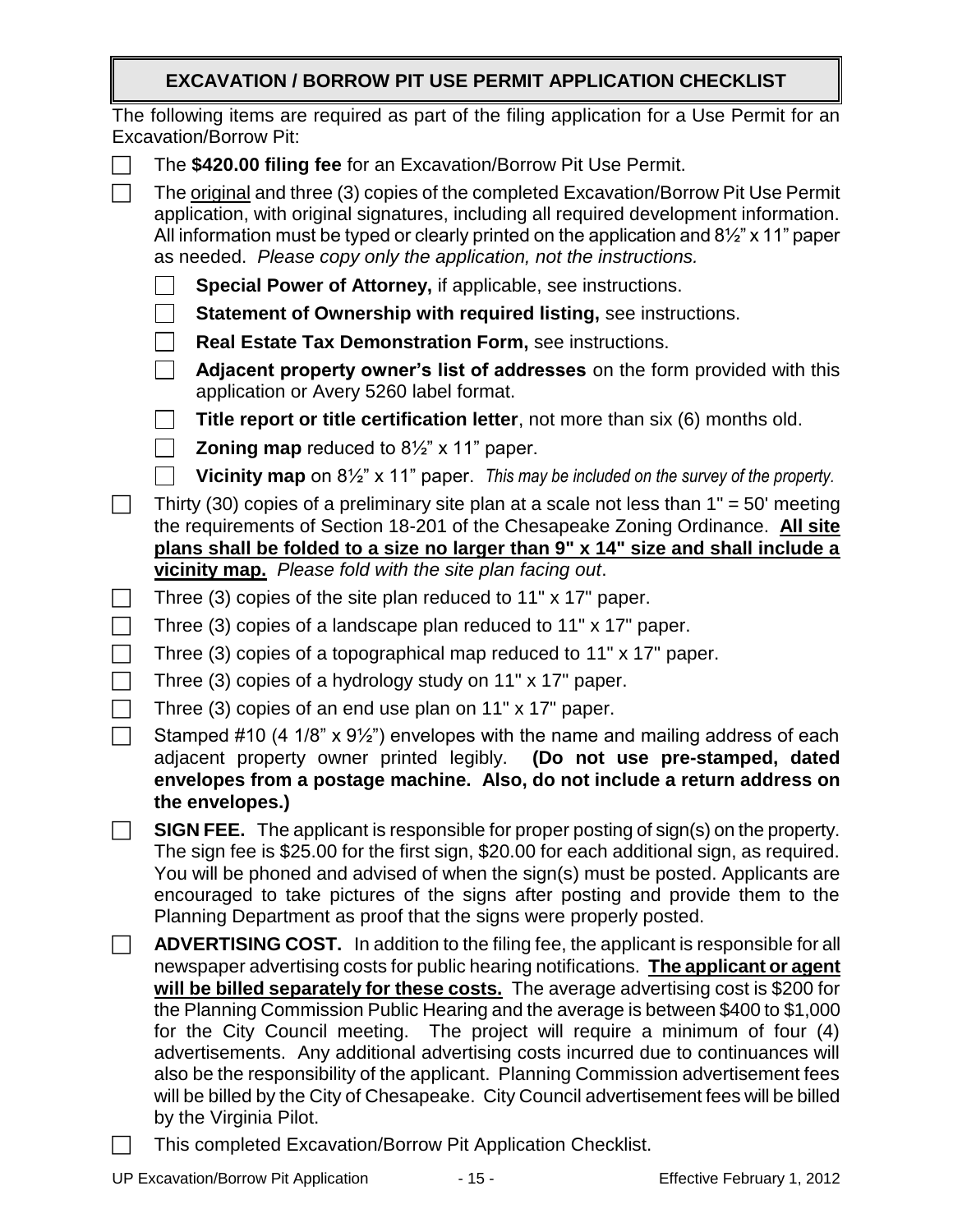# EXCAVATION / BORROW PIT USE PERMIT APPLICATION CHECKLIST

The following items are required as part of the filing application for a Use Permit for an Excavation/Borrow Pit:

- ☐ The **$420.00 filing fee** for an Excavation/Borrow Pit Use Permit.
- ☐ The original and three (3) copies of the completed Excavation/Borrow Pit Use Permit application, with original signatures, including all required development information. All information must be typed or clearly printed on the application and 8½" x 11" paper as needed. *Please copy only the application, not the instructions.*
  - ☐ **Special Power of Attorney,** if applicable, see instructions.
  - ☐ **Statement of Ownership with required listing,** see instructions.
  - ☐ **Real Estate Tax Demonstration Form,** see instructions.
  - ☐ **Adjacent property owner's list of addresses** on the form provided with this application or Avery 5260 label format.
  - ☐ **Title report or title certification letter**, not more than six (6) months old.
  - ☐ **Zoning map** reduced to 8½" x 11" paper.
  - ☐ **Vicinity map** on 8½" x 11" paper. *This may be included on the survey of the property.*
- ☐ Thirty (30) copies of a preliminary site plan at a scale not less than 1" = 50' meeting the requirements of Section 18-201 of the Chesapeake Zoning Ordinance. **All site plans shall be folded to a size no larger than 9" x 14" size and shall include a vicinity map.** *Please fold with the site plan facing out*.
- ☐ Three (3) copies of the site plan reduced to 11" x 17" paper.
- ☐ Three (3) copies of a landscape plan reduced to 11" x 17" paper.
- ☐ Three (3) copies of a topographical map reduced to 11" x 17" paper.
- ☐ Three (3) copies of a hydrology study on 11" x 17" paper.
- ☐ Three (3) copies of an end use plan on 11" x 17" paper.
- ☐ Stamped #10 (4 1/8" x 9½") envelopes with the name and mailing address of each adjacent property owner printed legibly. **(Do not use pre-stamped, dated envelopes from a postage machine. Also, do not include a return address on the envelopes.)**
- ☐ **SIGN FEE.** The applicant is responsible for proper posting of sign(s) on the property. The sign fee is $25.00 for the first sign, $20.00 for each additional sign, as required. You will be phoned and advised of when the sign(s) must be posted. Applicants are encouraged to take pictures of the signs after posting and provide them to the Planning Department as proof that the signs were properly posted.
- ☐ **ADVERTISING COST.** In addition to the filing fee, the applicant is responsible for all newspaper advertising costs for public hearing notifications. **The applicant or agent will be billed separately for these costs.** The average advertising cost is $200 for the Planning Commission Public Hearing and the average is between $400 to $1,000 for the City Council meeting. The project will require a minimum of four (4) advertisements. Any additional advertising costs incurred due to continuances will also be the responsibility of the applicant. Planning Commission advertisement fees will be billed by the City of Chesapeake. City Council advertisement fees will be billed by the Virginia Pilot.
- ☐ This completed Excavation/Borrow Pit Application Checklist.